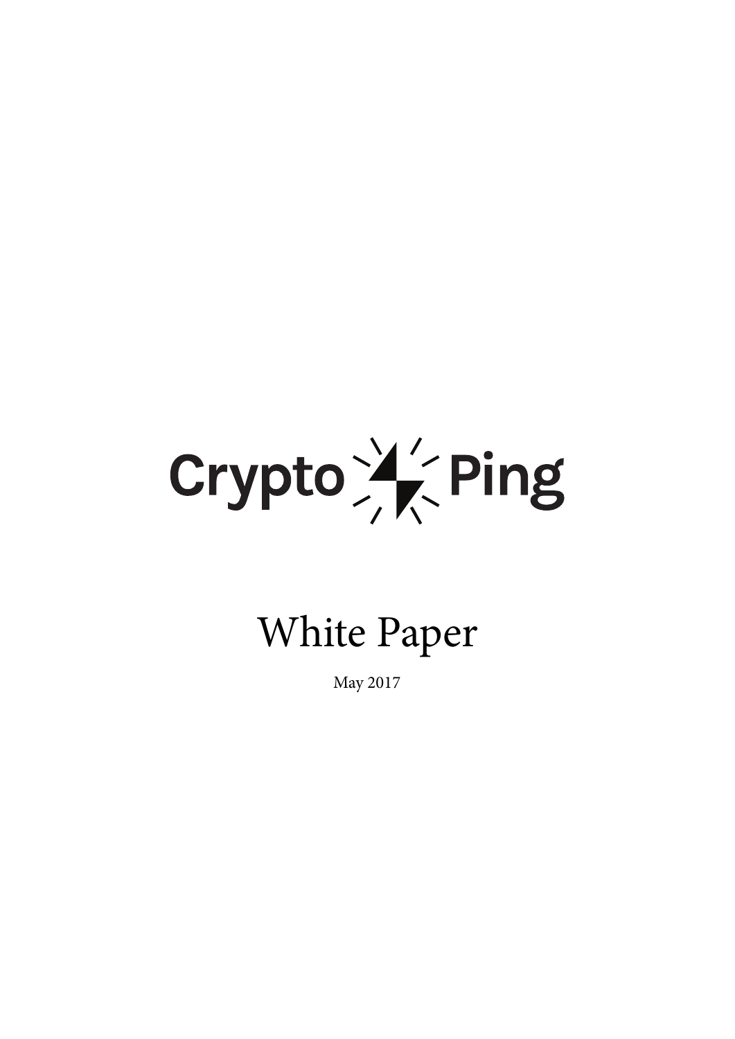# Crypto Ping

## White Paper

May 2017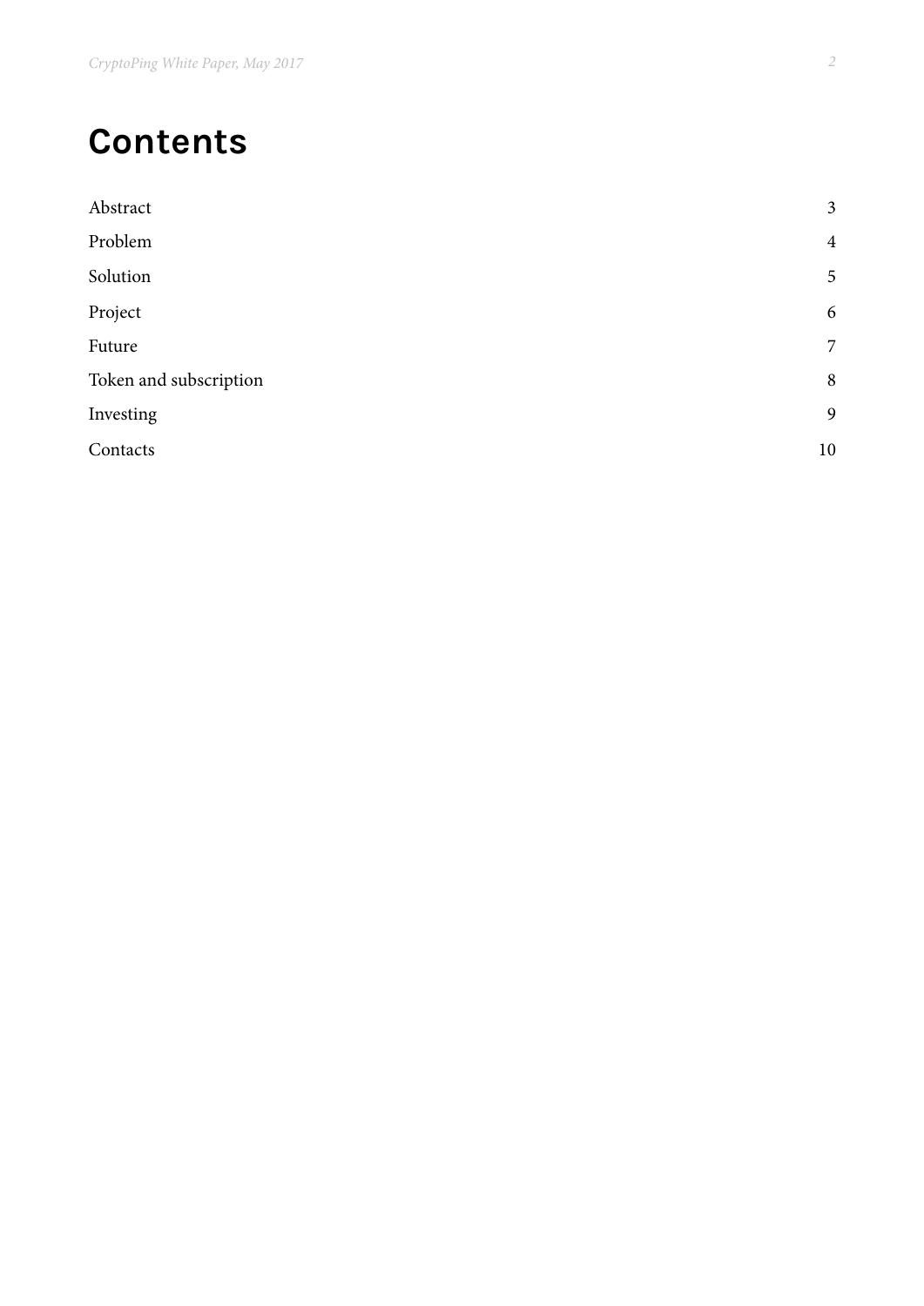# Contents

| | |
|---|---|
| Abstract | 3 |
| Problem | 4 |
| Solution | 5 |
| Project | 6 |
| Future | 7 |
| Token and subscription | 8 |
| Investing | 9 |
| Contacts | 10 |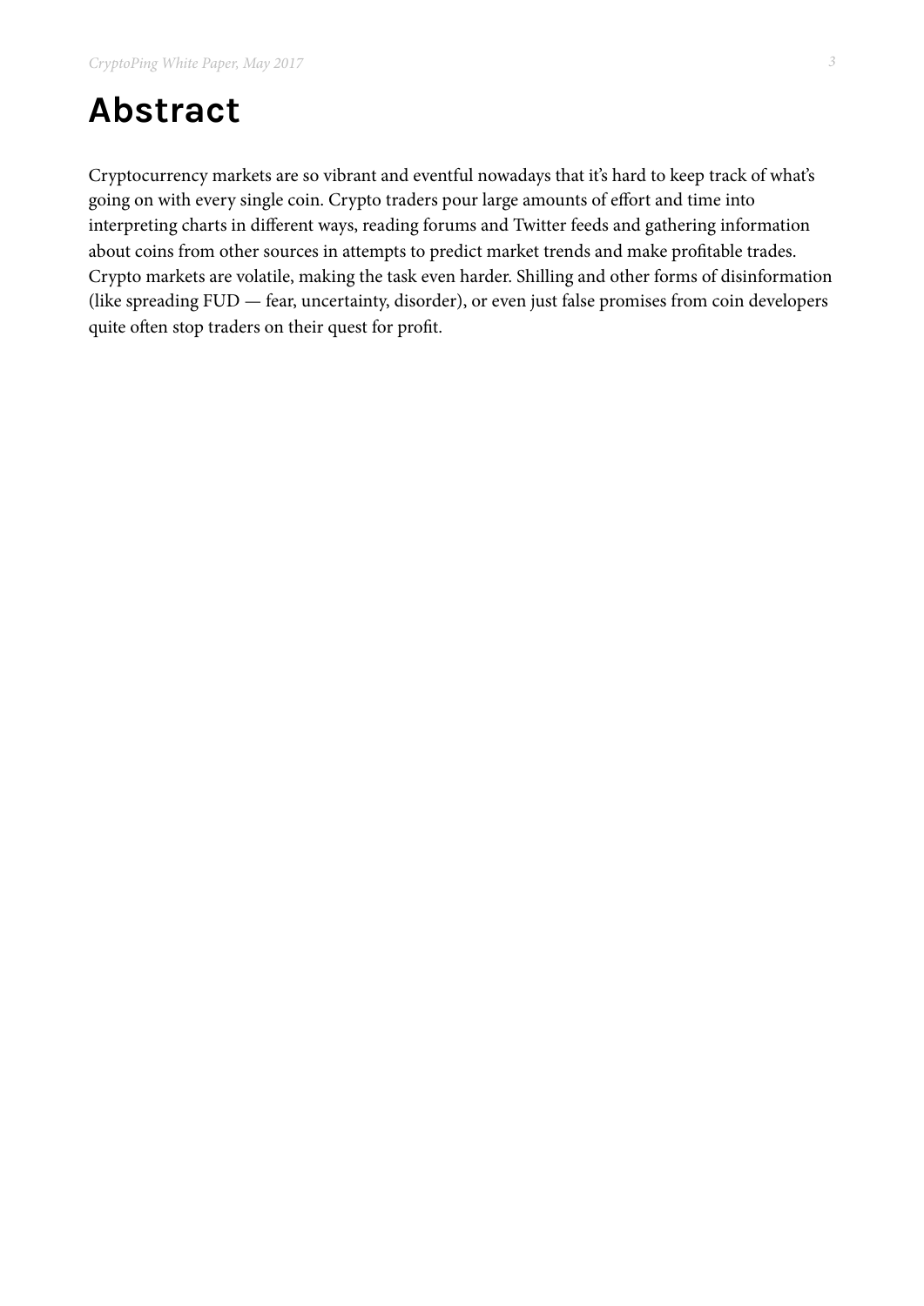# Abstract

Cryptocurrency markets are so vibrant and eventful nowadays that it's hard to keep track of what's going on with every single coin. Crypto traders pour large amounts of effort and time into interpreting charts in different ways, reading forums and Twitter feeds and gathering information about coins from other sources in attempts to predict market trends and make profitable trades. Crypto markets are volatile, making the task even harder. Shilling and other forms of disinformation (like spreading FUD — fear, uncertainty, disorder), or even just false promises from coin developers quite often stop traders on their quest for profit.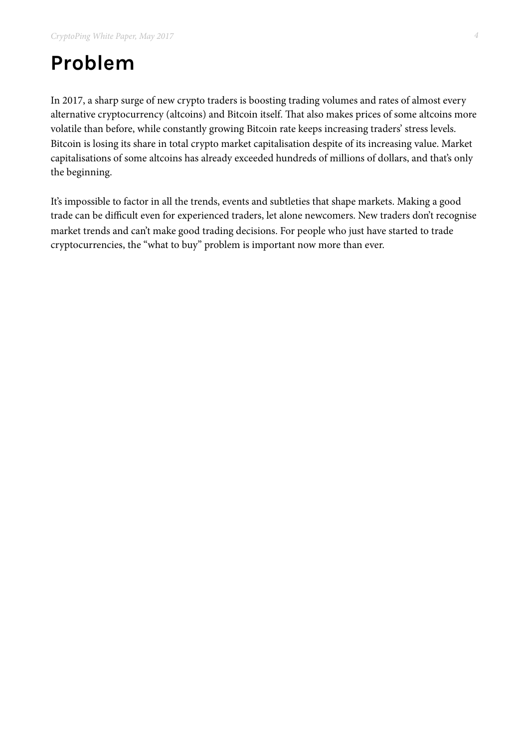# Problem

In 2017, a sharp surge of new crypto traders is boosting trading volumes and rates of almost every alternative cryptocurrency (altcoins) and Bitcoin itself. That also makes prices of some altcoins more volatile than before, while constantly growing Bitcoin rate keeps increasing traders' stress levels. Bitcoin is losing its share in total crypto market capitalisation despite of its increasing value. Market capitalisations of some altcoins has already exceeded hundreds of millions of dollars, and that's only the beginning.

It's impossible to factor in all the trends, events and subtleties that shape markets. Making a good trade can be difficult even for experienced traders, let alone newcomers. New traders don't recognise market trends and can't make good trading decisions. For people who just have started to trade cryptocurrencies, the "what to buy" problem is important now more than ever.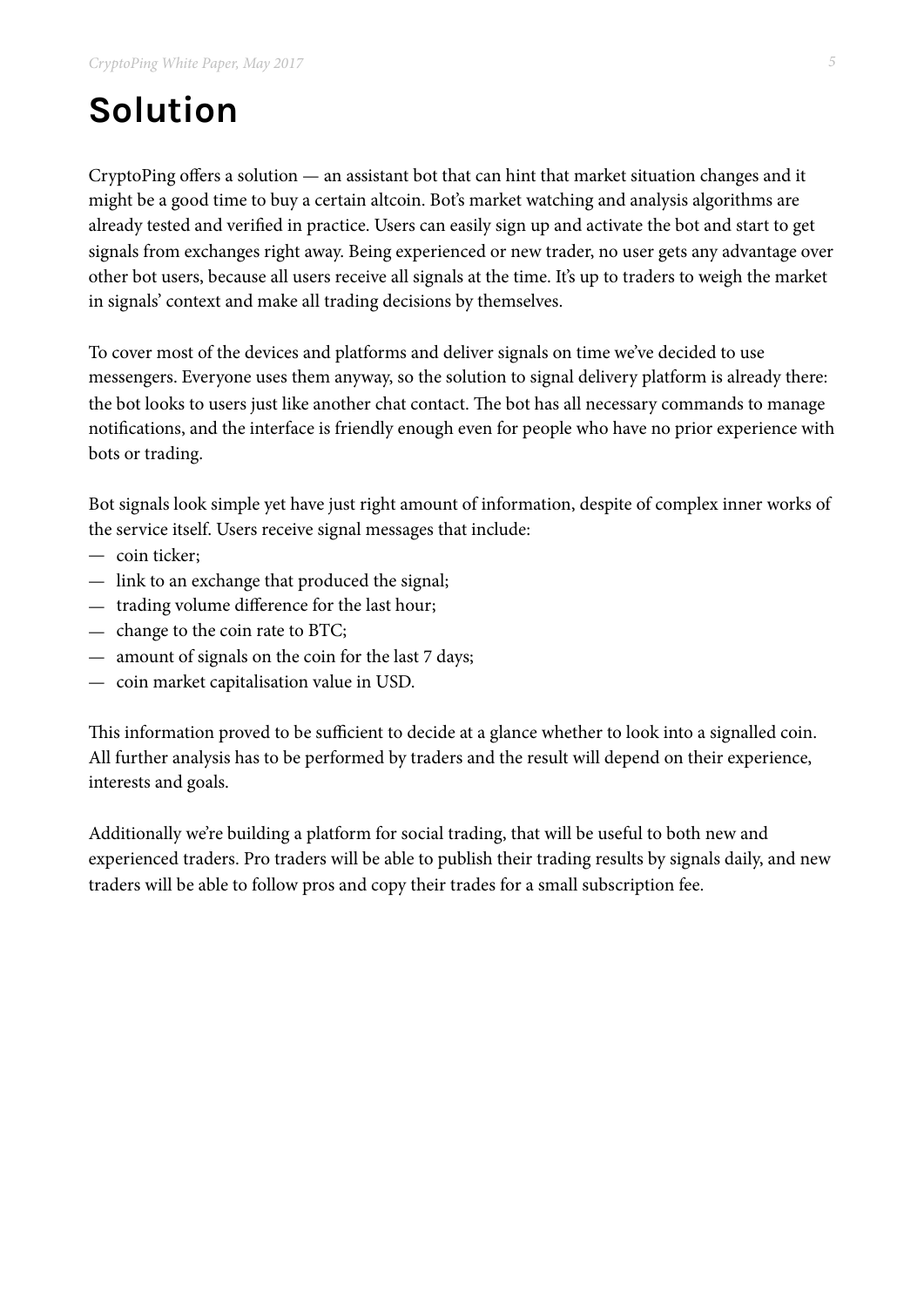# Solution

CryptoPing offers a solution — an assistant bot that can hint that market situation changes and it might be a good time to buy a certain altcoin. Bot's market watching and analysis algorithms are already tested and verified in practice. Users can easily sign up and activate the bot and start to get signals from exchanges right away. Being experienced or new trader, no user gets any advantage over other bot users, because all users receive all signals at the time. It's up to traders to weigh the market in signals' context and make all trading decisions by themselves.

To cover most of the devices and platforms and deliver signals on time we've decided to use messengers. Everyone uses them anyway, so the solution to signal delivery platform is already there: the bot looks to users just like another chat contact. The bot has all necessary commands to manage notifications, and the interface is friendly enough even for people who have no prior experience with bots or trading.

Bot signals look simple yet have just right amount of information, despite of complex inner works of the service itself. Users receive signal messages that include:

— coin ticker;
— link to an exchange that produced the signal;
— trading volume difference for the last hour;
— change to the coin rate to BTC;
— amount of signals on the coin for the last 7 days;
— coin market capitalisation value in USD.

This information proved to be sufficient to decide at a glance whether to look into a signalled coin. All further analysis has to be performed by traders and the result will depend on their experience, interests and goals.

Additionally we're building a platform for social trading, that will be useful to both new and experienced traders. Pro traders will be able to publish their trading results by signals daily, and new traders will be able to follow pros and copy their trades for a small subscription fee.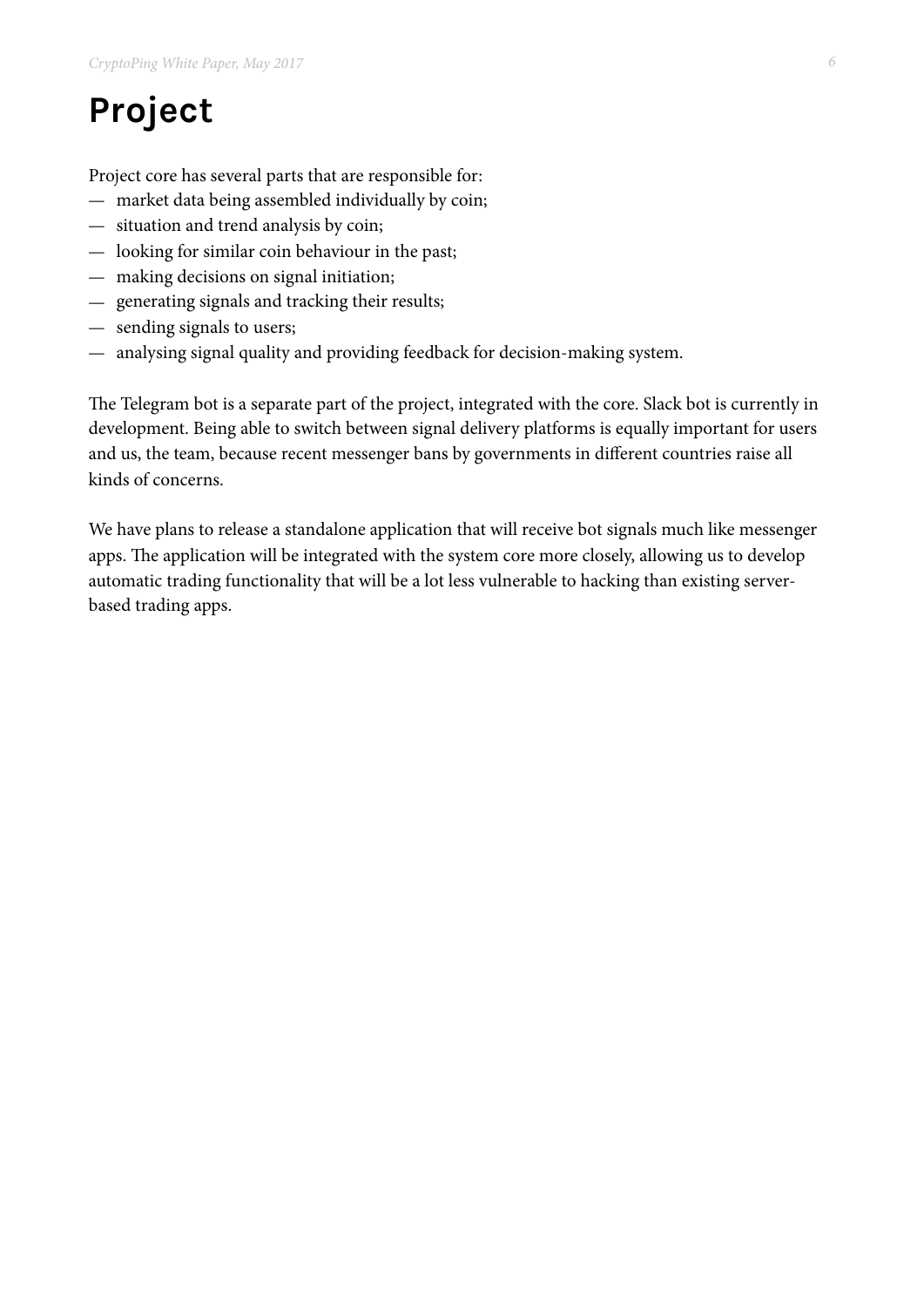# Project

Project core has several parts that are responsible for:

- market data being assembled individually by coin;
- situation and trend analysis by coin;
- looking for similar coin behaviour in the past;
- making decisions on signal initiation;
- generating signals and tracking their results;
- sending signals to users;
- analysing signal quality and providing feedback for decision-making system.

The Telegram bot is a separate part of the project, integrated with the core. Slack bot is currently in development. Being able to switch between signal delivery platforms is equally important for users and us, the team, because recent messenger bans by governments in different countries raise all kinds of concerns.

We have plans to release a standalone application that will receive bot signals much like messenger apps. The application will be integrated with the system core more closely, allowing us to develop automatic trading functionality that will be a lot less vulnerable to hacking than existing server-based trading apps.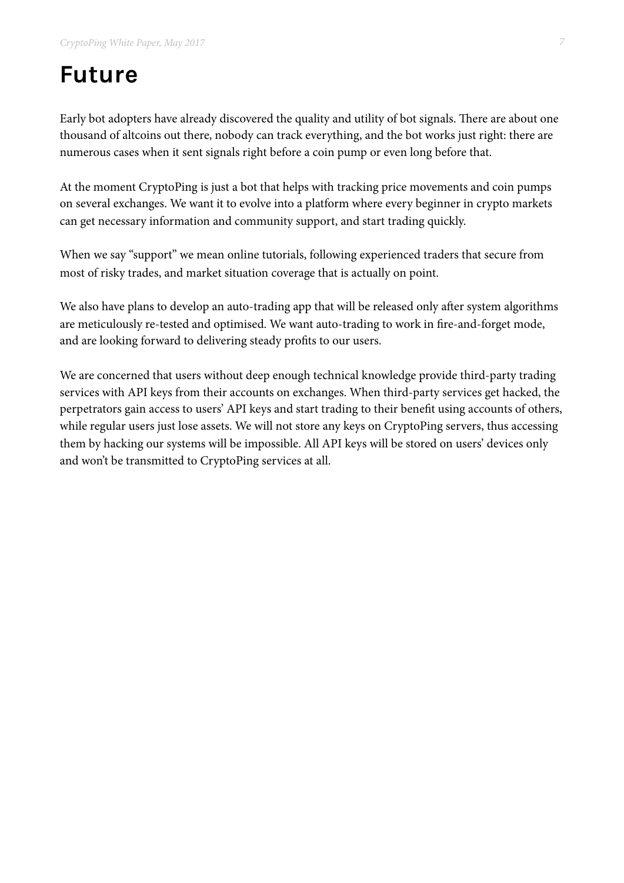# Future

Early bot adopters have already discovered the quality and utility of bot signals. There are about one thousand of altcoins out there, nobody can track everything, and the bot works just right: there are numerous cases when it sent signals right before a coin pump or even long before that.

At the moment CryptoPing is just a bot that helps with tracking price movements and coin pumps on several exchanges. We want it to evolve into a platform where every beginner in crypto markets can get necessary information and community support, and start trading quickly.

When we say "support" we mean online tutorials, following experienced traders that secure from most of risky trades, and market situation coverage that is actually on point.

We also have plans to develop an auto-trading app that will be released only after system algorithms are meticulously re-tested and optimised. We want auto-trading to work in fire-and-forget mode, and are looking forward to delivering steady profits to our users.

We are concerned that users without deep enough technical knowledge provide third-party trading services with API keys from their accounts on exchanges. When third-party services get hacked, the perpetrators gain access to users' API keys and start trading to their benefit using accounts of others, while regular users just lose assets. We will not store any keys on CryptoPing servers, thus accessing them by hacking our systems will be impossible. All API keys will be stored on users' devices only and won't be transmitted to CryptoPing services at all.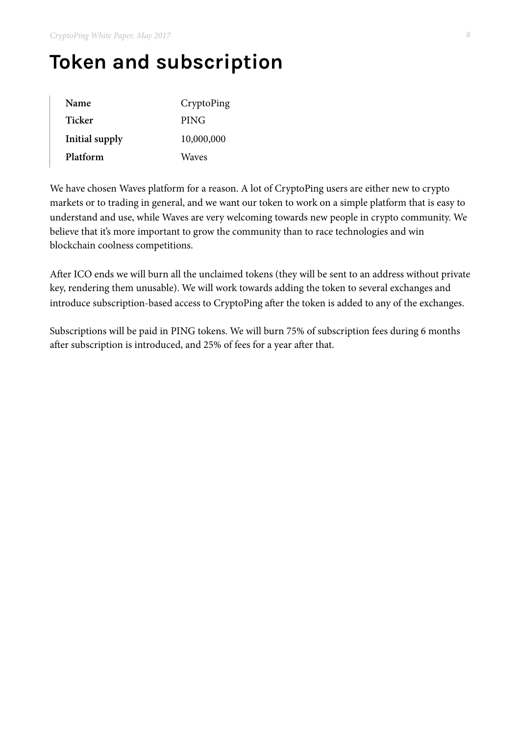# Token and subscription

| | |
|---|---|
| **Name** | CryptoPing |
| **Ticker** | PING |
| **Initial supply** | 10,000,000 |
| **Platform** | Waves |

We have chosen Waves platform for a reason. A lot of CryptoPing users are either new to crypto markets or to trading in general, and we want our token to work on a simple platform that is easy to understand and use, while Waves are very welcoming towards new people in crypto community. We believe that it's more important to grow the community than to race technologies and win blockchain coolness competitions.

After ICO ends we will burn all the unclaimed tokens (they will be sent to an address without private key, rendering them unusable). We will work towards adding the token to several exchanges and introduce subscription-based access to CryptoPing after the token is added to any of the exchanges.

Subscriptions will be paid in PING tokens. We will burn 75% of subscription fees during 6 months after subscription is introduced, and 25% of fees for a year after that.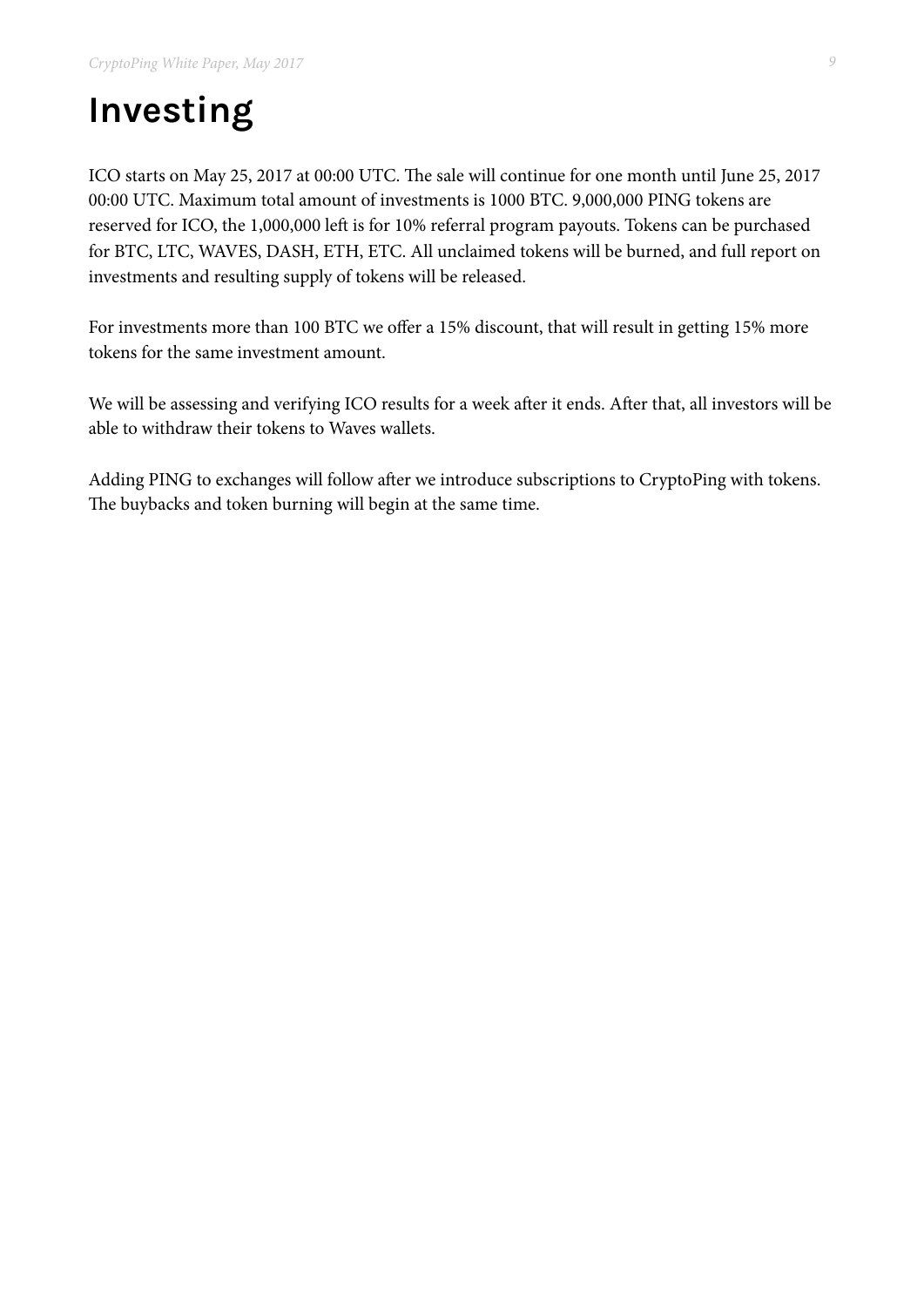# Investing

ICO starts on May 25, 2017 at 00:00 UTC. The sale will continue for one month until June 25, 2017 00:00 UTC. Maximum total amount of investments is 1000 BTC. 9,000,000 PING tokens are reserved for ICO, the 1,000,000 left is for 10% referral program payouts. Tokens can be purchased for BTC, LTC, WAVES, DASH, ETH, ETC. All unclaimed tokens will be burned, and full report on investments and resulting supply of tokens will be released.

For investments more than 100 BTC we offer a 15% discount, that will result in getting 15% more tokens for the same investment amount.

We will be assessing and verifying ICO results for a week after it ends. After that, all investors will be able to withdraw their tokens to Waves wallets.

Adding PING to exchanges will follow after we introduce subscriptions to CryptoPing with tokens. The buybacks and token burning will begin at the same time.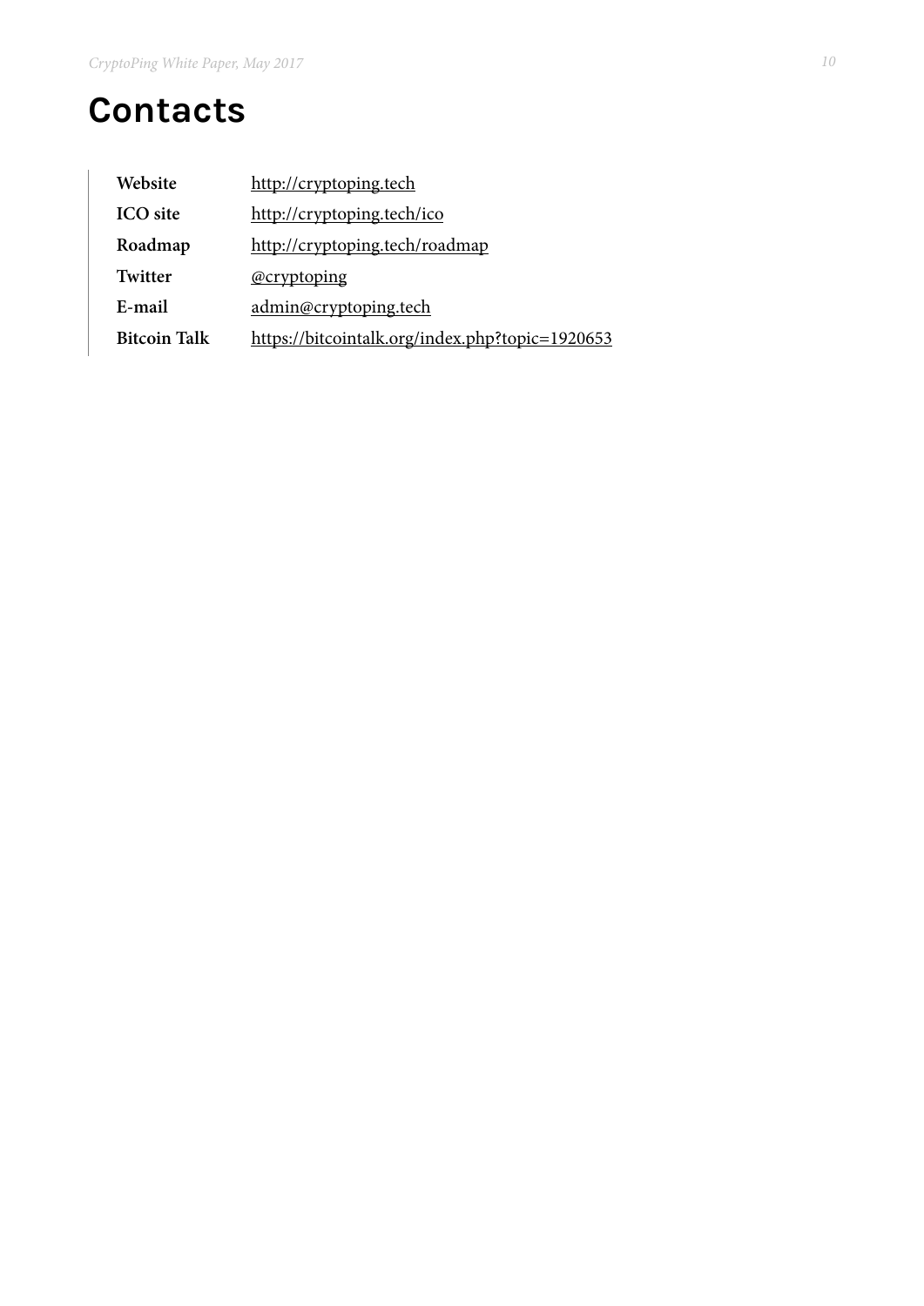# Contacts

| | |
|---|---|
| **Website** | http://cryptoping.tech |
| **ICO site** | http://cryptoping.tech/ico |
| **Roadmap** | http://cryptoping.tech/roadmap |
| **Twitter** | @cryptoping |
| **E-mail** | admin@cryptoping.tech |
| **Bitcoin Talk** | https://bitcointalk.org/index.php?topic=1920653 |